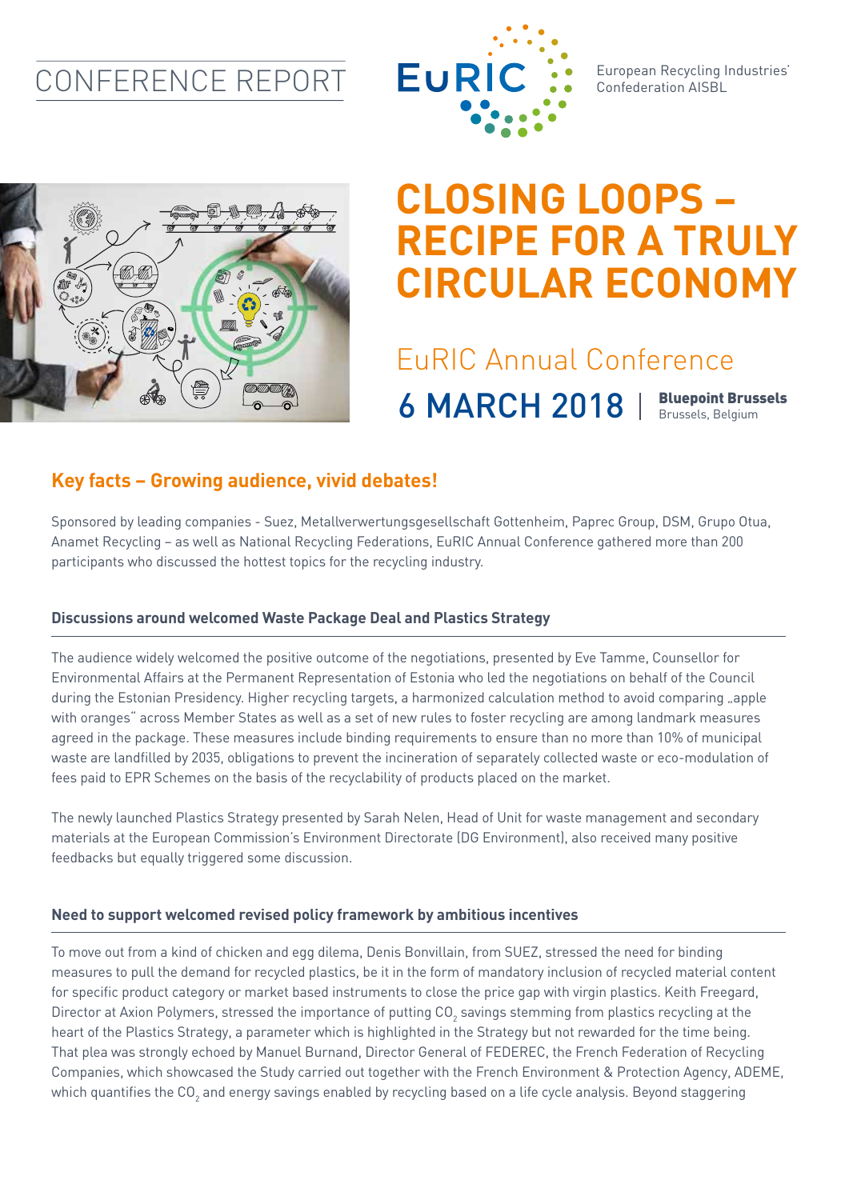CONFERENCE REPORT

EuRIC

European Recycling Industries' Confederation AISBL

# CLOSING LOOPS – RECIPE FOR A TRULY CIRCULAR ECONOMY

## EuRIC Annual Conference

**6 MARCH 2018** | **Bluepoint Brussels** Brussels, Belgium

## Key facts – Growing audience, vivid debates!

Sponsored by leading companies - Suez, Metallverwertungsgesellschaft Gottenheim, Paprec Group, DSM, Grupo Otua, Anamet Recycling – as well as National Recycling Federations, EuRIC Annual Conference gathered more than 200 participants who discussed the hottest topics for the recycling industry.

### Discussions around welcomed Waste Package Deal and Plastics Strategy

The audience widely welcomed the positive outcome of the negotiations, presented by Eve Tamme, Counsellor for Environmental Affairs at the Permanent Representation of Estonia who led the negotiations on behalf of the Council during the Estonian Presidency. Higher recycling targets, a harmonized calculation method to avoid comparing „apple with oranges" across Member States as well as a set of new rules to foster recycling are among landmark measures agreed in the package. These measures include binding requirements to ensure than no more than 10% of municipal waste are landfilled by 2035, obligations to prevent the incineration of separately collected waste or eco-modulation of fees paid to EPR Schemes on the basis of the recyclability of products placed on the market.

The newly launched Plastics Strategy presented by Sarah Nelen, Head of Unit for waste management and secondary materials at the European Commission's Environment Directorate (DG Environment), also received many positive feedbacks but equally triggered some discussion.

### Need to support welcomed revised policy framework by ambitious incentives

To move out from a kind of chicken and egg dilema, Denis Bonvillain, from SUEZ, stressed the need for binding measures to pull the demand for recycled plastics, be it in the form of mandatory inclusion of recycled material content for specific product category or market based instruments to close the price gap with virgin plastics. Keith Freegard, Director at Axion Polymers, stressed the importance of putting $CO_2$ savings stemming from plastics recycling at the heart of the Plastics Strategy, a parameter which is highlighted in the Strategy but not rewarded for the time being. That plea was strongly echoed by Manuel Burnand, Director General of FEDEREC, the French Federation of Recycling Companies, which showcased the Study carried out together with the French Environment & Protection Agency, ADEME, which quantifies the $CO_2$ and energy savings enabled by recycling based on a life cycle analysis. Beyond staggering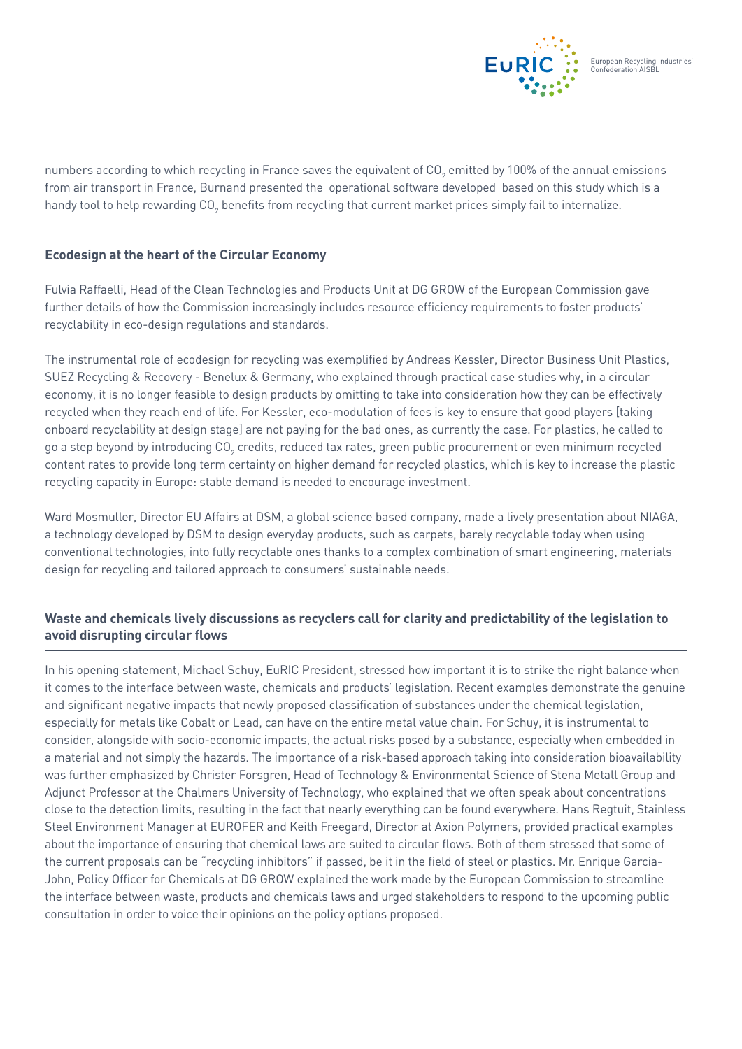numbers according to which recycling in France saves the equivalent of $CO_2$ emitted by 100% of the annual emissions from air transport in France, Burnand presented the operational software developed based on this study which is a handy tool to help rewarding $CO_2$ benefits from recycling that current market prices simply fail to internalize.

## Ecodesign at the heart of the Circular Economy

Fulvia Raffaelli, Head of the Clean Technologies and Products Unit at DG GROW of the European Commission gave further details of how the Commission increasingly includes resource efficiency requirements to foster products' recyclability in eco-design regulations and standards.

The instrumental role of ecodesign for recycling was exemplified by Andreas Kessler, Director Business Unit Plastics, SUEZ Recycling & Recovery - Benelux & Germany, who explained through practical case studies why, in a circular economy, it is no longer feasible to design products by omitting to take into consideration how they can be effectively recycled when they reach end of life. For Kessler, eco-modulation of fees is key to ensure that good players [taking onboard recyclability at design stage] are not paying for the bad ones, as currently the case. For plastics, he called to go a step beyond by introducing $CO_2$ credits, reduced tax rates, green public procurement or even minimum recycled content rates to provide long term certainty on higher demand for recycled plastics, which is key to increase the plastic recycling capacity in Europe: stable demand is needed to encourage investment.

Ward Mosmuller, Director EU Affairs at DSM, a global science based company, made a lively presentation about NIAGA, a technology developed by DSM to design everyday products, such as carpets, barely recyclable today when using conventional technologies, into fully recyclable ones thanks to a complex combination of smart engineering, materials design for recycling and tailored approach to consumers' sustainable needs.

## Waste and chemicals lively discussions as recyclers call for clarity and predictability of the legislation to avoid disrupting circular flows

In his opening statement, Michael Schuy, EuRIC President, stressed how important it is to strike the right balance when it comes to the interface between waste, chemicals and products' legislation. Recent examples demonstrate the genuine and significant negative impacts that newly proposed classification of substances under the chemical legislation, especially for metals like Cobalt or Lead, can have on the entire metal value chain. For Schuy, it is instrumental to consider, alongside with socio-economic impacts, the actual risks posed by a substance, especially when embedded in a material and not simply the hazards. The importance of a risk-based approach taking into consideration bioavailability was further emphasized by Christer Forsgren, Head of Technology & Environmental Science of Stena Metall Group and Adjunct Professor at the Chalmers University of Technology, who explained that we often speak about concentrations close to the detection limits, resulting in the fact that nearly everything can be found everywhere. Hans Regtuit, Stainless Steel Environment Manager at EUROFER and Keith Freegard, Director at Axion Polymers, provided practical examples about the importance of ensuring that chemical laws are suited to circular flows. Both of them stressed that some of the current proposals can be "recycling inhibitors" if passed, be it in the field of steel or plastics. Mr. Enrique Garcia-John, Policy Officer for Chemicals at DG GROW explained the work made by the European Commission to streamline the interface between waste, products and chemicals laws and urged stakeholders to respond to the upcoming public consultation in order to voice their opinions on the policy options proposed.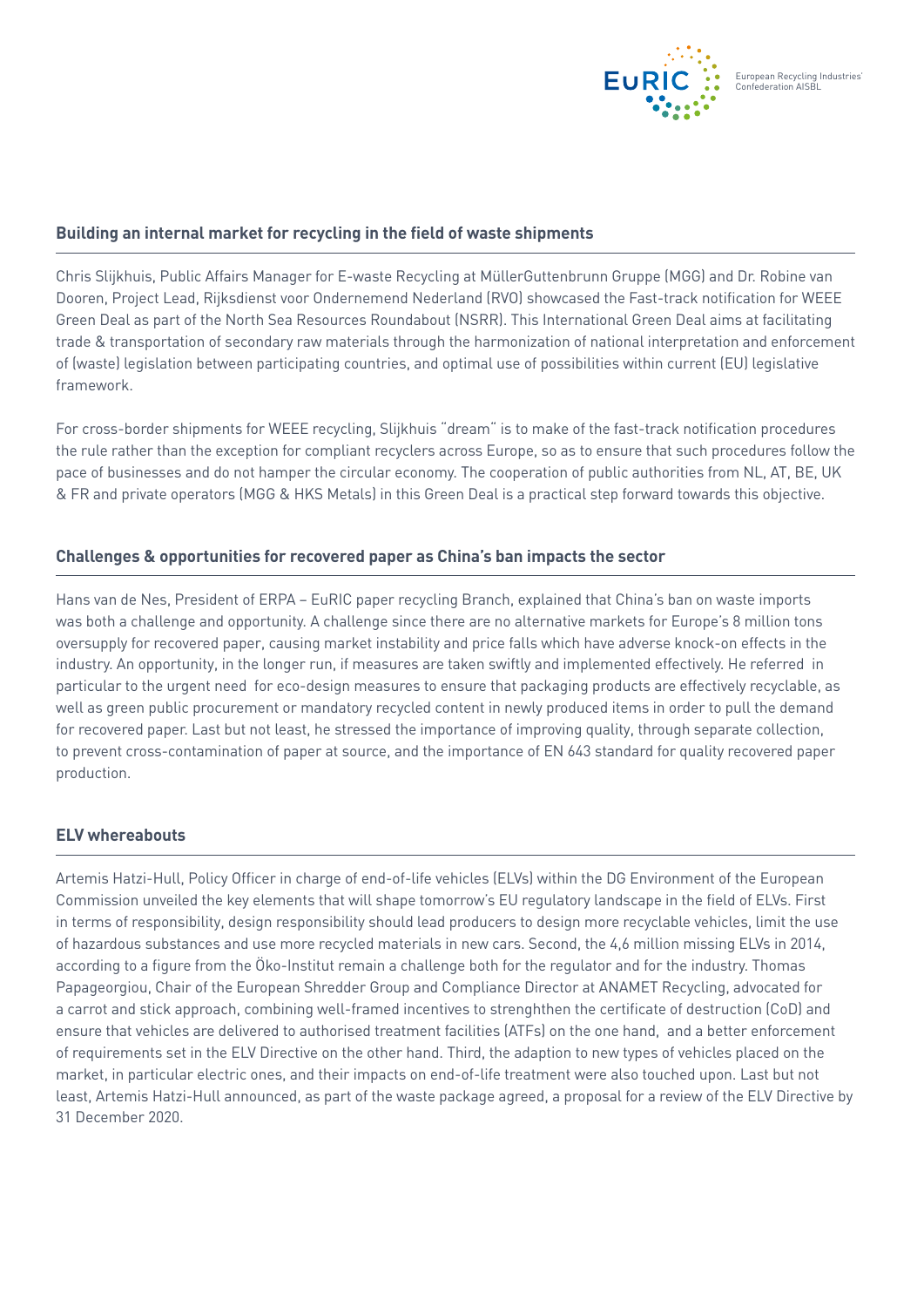## Building an internal market for recycling in the field of waste shipments

Chris Slijkhuis, Public Affairs Manager for E-waste Recycling at MüllerGuttenbrunn Gruppe (MGG) and Dr. Robine van Dooren, Project Lead, Rijksdienst voor Ondernemend Nederland (RVO) showcased the Fast-track notification for WEEE Green Deal as part of the North Sea Resources Roundabout (NSRR). This International Green Deal aims at facilitating trade & transportation of secondary raw materials through the harmonization of national interpretation and enforcement of (waste) legislation between participating countries, and optimal use of possibilities within current (EU) legislative framework.

For cross-border shipments for WEEE recycling, Slijkhuis "dream" is to make of the fast-track notification procedures the rule rather than the exception for compliant recyclers across Europe, so as to ensure that such procedures follow the pace of businesses and do not hamper the circular economy. The cooperation of public authorities from NL, AT, BE, UK & FR and private operators (MGG & HKS Metals) in this Green Deal is a practical step forward towards this objective.

## Challenges & opportunities for recovered paper as China's ban impacts the sector

Hans van de Nes, President of ERPA – EuRIC paper recycling Branch, explained that China's ban on waste imports was both a challenge and opportunity. A challenge since there are no alternative markets for Europe's 8 million tons oversupply for recovered paper, causing market instability and price falls which have adverse knock-on effects in the industry. An opportunity, in the longer run, if measures are taken swiftly and implemented effectively. He referred in particular to the urgent need for eco-design measures to ensure that packaging products are effectively recyclable, as well as green public procurement or mandatory recycled content in newly produced items in order to pull the demand for recovered paper. Last but not least, he stressed the importance of improving quality, through separate collection, to prevent cross-contamination of paper at source, and the importance of EN 643 standard for quality recovered paper production.

## ELV whereabouts

Artemis Hatzi-Hull, Policy Officer in charge of end-of-life vehicles (ELVs) within the DG Environment of the European Commission unveiled the key elements that will shape tomorrow's EU regulatory landscape in the field of ELVs. First in terms of responsibility, design responsibility should lead producers to design more recyclable vehicles, limit the use of hazardous substances and use more recycled materials in new cars. Second, the 4,6 million missing ELVs in 2014, according to a figure from the Öko-Institut remain a challenge both for the regulator and for the industry. Thomas Papageorgiou, Chair of the European Shredder Group and Compliance Director at ANAMET Recycling, advocated for a carrot and stick approach, combining well-framed incentives to strenghthen the certificate of destruction (CoD) and ensure that vehicles are delivered to authorised treatment facilities (ATFs) on the one hand, and a better enforcement of requirements set in the ELV Directive on the other hand. Third, the adaption to new types of vehicles placed on the market, in particular electric ones, and their impacts on end-of-life treatment were also touched upon. Last but not least, Artemis Hatzi-Hull announced, as part of the waste package agreed, a proposal for a review of the ELV Directive by 31 December 2020.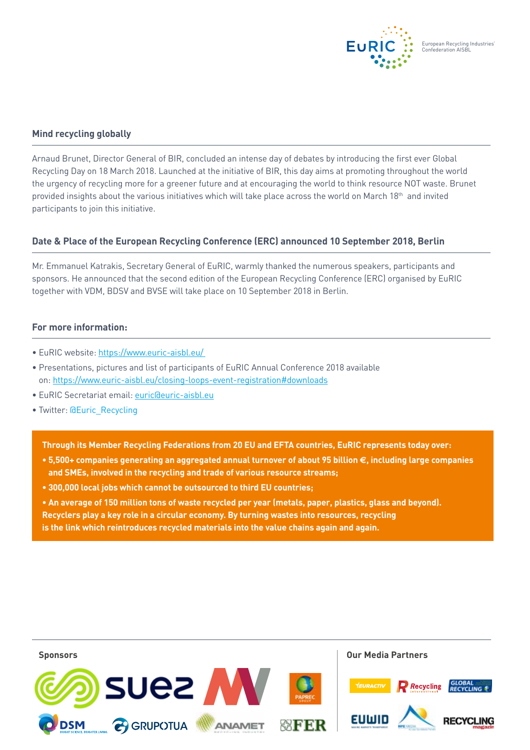## Mind recycling globally

Arnaud Brunet, Director General of BIR, concluded an intense day of debates by introducing the first ever Global Recycling Day on 18 March 2018. Launched at the initiative of BIR, this day aims at promoting throughout the world the urgency of recycling more for a greener future and at encouraging the world to think resource NOT waste. Brunet provided insights about the various initiatives which will take place across the world on March 18th and invited participants to join this initiative.

## Date & Place of the European Recycling Conference (ERC) announced 10 September 2018, Berlin

Mr. Emmanuel Katrakis, Secretary General of EuRIC, warmly thanked the numerous speakers, participants and sponsors. He announced that the second edition of the European Recycling Conference (ERC) organised by EuRIC together with VDM, BDSV and BVSE will take place on 10 September 2018 in Berlin.

## For more information:

- EuRIC website: https://www.euric-aisbl.eu/
- Presentations, pictures and list of participants of EuRIC Annual Conference 2018 available on: https://www.euric-aisbl.eu/closing-loops-event-registration#downloads
- EuRIC Secretariat email: euric@euric-aisbl.eu
- Twitter: @Euric_Recycling

**Through its Member Recycling Federations from 20 EU and EFTA countries, EuRIC represents today over:**

- **5,500+ companies generating an aggregated annual turnover of about 95 billion €, including large companies and SMEs, involved in the recycling and trade of various resource streams;**
- **300,000 local jobs which cannot be outsourced to third EU countries;**
- **An average of 150 million tons of waste recycled per year (metals, paper, plastics, glass and beyond).**

**Recyclers play a key role in a circular economy. By turning wastes into resources, recycling is the link which reintroduces recycled materials into the value chains again and again.**

**Sponsors**

**Our Media Partners**